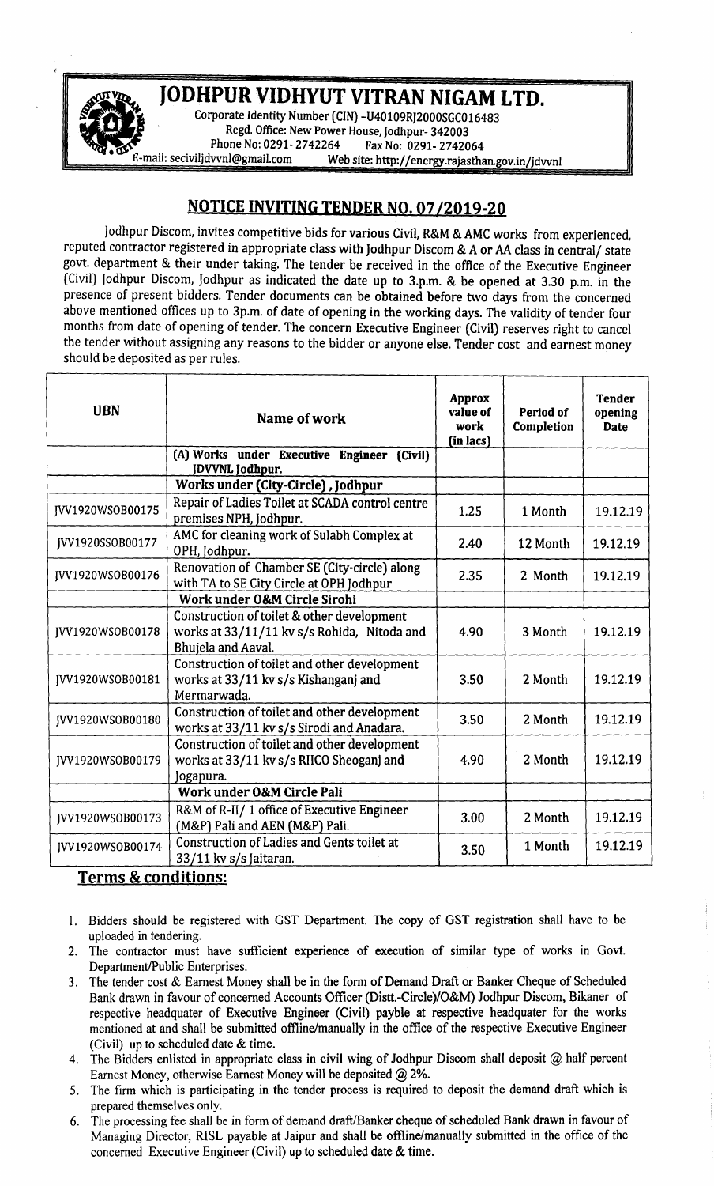# JODHPUR VIDHYUT VITRAN NIGAM LTD.

Corporate Identity Number (CIN) -U40109RJ2000SGC016483
Regd. Office: New Power House, Jodhpur- 342003
Phone No: 0291- 2742264 Fax No: 0291- 2742064
E-mail: seciviljdvvnl@gmail.com Web site: http://energy.rajasthan.gov.in/jdvvnl

## NOTICE INVITING TENDER NO. 07/2019-20

Jodhpur Discom, invites competitive bids for various Civil, R&M & AMC works from experienced, reputed contractor registered in appropriate class with Jodhpur Discom & A or AA class in central/ state govt. department & their under taking. The tender be received in the office of the Executive Engineer (Civil) Jodhpur Discom, Jodhpur as indicated the date up to 3.p.m. & be opened at 3.30 p.m. in the presence of present bidders. Tender documents can be obtained before two days from the concerned above mentioned offices up to 3p.m. of date of opening in the working days. The validity of tender four months from date of opening of tender. The concern Executive Engineer (Civil) reserves right to cancel the tender without assigning any reasons to the bidder or anyone else. Tender cost and earnest money should be deposited as per rules.

| UBN | Name of work | Approx value of work (in lacs) | Period of Completion | Tender opening Date |
|---|---|---|---|---|
| | (A) Works under Executive Engineer (Civil) JDVVNL Jodhpur. | | | |
| | **Works under (City-Circle), Jodhpur** | | | |
| JVV1920WSOB00175 | Repair of Ladies Toilet at SCADA control centre premises NPH, Jodhpur. | 1.25 | 1 Month | 19.12.19 |
| JVV1920SSOB00177 | AMC for cleaning work of Sulabh Complex at OPH, Jodhpur. | 2.40 | 12 Month | 19.12.19 |
| JVV1920WSOB00176 | Renovation of Chamber SE (City-circle) along with TA to SE City Circle at OPH Jodhpur | 2.35 | 2 Month | 19.12.19 |
| | **Work under O&M Circle Sirohi** | | | |
| JVV1920WSOB00178 | Construction of toilet & other development works at 33/11/11 kv s/s Rohida, Nitoda and Bhujela and Aaval. | 4.90 | 3 Month | 19.12.19 |
| JVV1920WSOB00181 | Construction of toilet and other development works at 33/11 kv s/s Kishanganj and Mermarwada. | 3.50 | 2 Month | 19.12.19 |
| JVV1920WSOB00180 | Construction of toilet and other development works at 33/11 kv s/s Sirodi and Anadara. | 3.50 | 2 Month | 19.12.19 |
| JVV1920WSOB00179 | Construction of toilet and other development works at 33/11 kv s/s RIICO Sheoganj and Jogapura. | 4.90 | 2 Month | 19.12.19 |
| | **Work under O&M Circle Pali** | | | |
| JVV1920WSOB00173 | R&M of R-II/ 1 office of Executive Engineer (M&P) Pali and AEN (M&P) Pali. | 3.00 | 2 Month | 19.12.19 |
| JVV1920WSOB00174 | Construction of Ladies and Gents toilet at 33/11 kv s/s Jaitaran. | 3.50 | 1 Month | 19.12.19 |

## Terms & conditions:

1. Bidders should be registered with GST Department. The copy of GST registration shall have to be uploaded in tendering.
2. The contractor must have sufficient experience of execution of similar type of works in Govt. Department/Public Enterprises.
3. The tender cost & Earnest Money shall be in the form of Demand Draft or Banker Cheque of Scheduled Bank drawn in favour of concerned Accounts Officer (Distt.-Circle)/O&M) Jodhpur Discom, Bikaner of respective headquater of Executive Engineer (Civil) payble at respective headquater for the works mentioned at and shall be submitted offline/manually in the office of the respective Executive Engineer (Civil) up to scheduled date & time.
4. The Bidders enlisted in appropriate class in civil wing of Jodhpur Discom shall deposit @ half percent Earnest Money, otherwise Earnest Money will be deposited @ 2%.
5. The firm which is participating in the tender process is required to deposit the demand draft which is prepared themselves only.
6. The processing fee shall be in form of demand draft/Banker cheque of scheduled Bank drawn in favour of Managing Director, RISL payable at Jaipur and shall be offline/manually submitted in the office of the concerned Executive Engineer (Civil) up to scheduled date & time.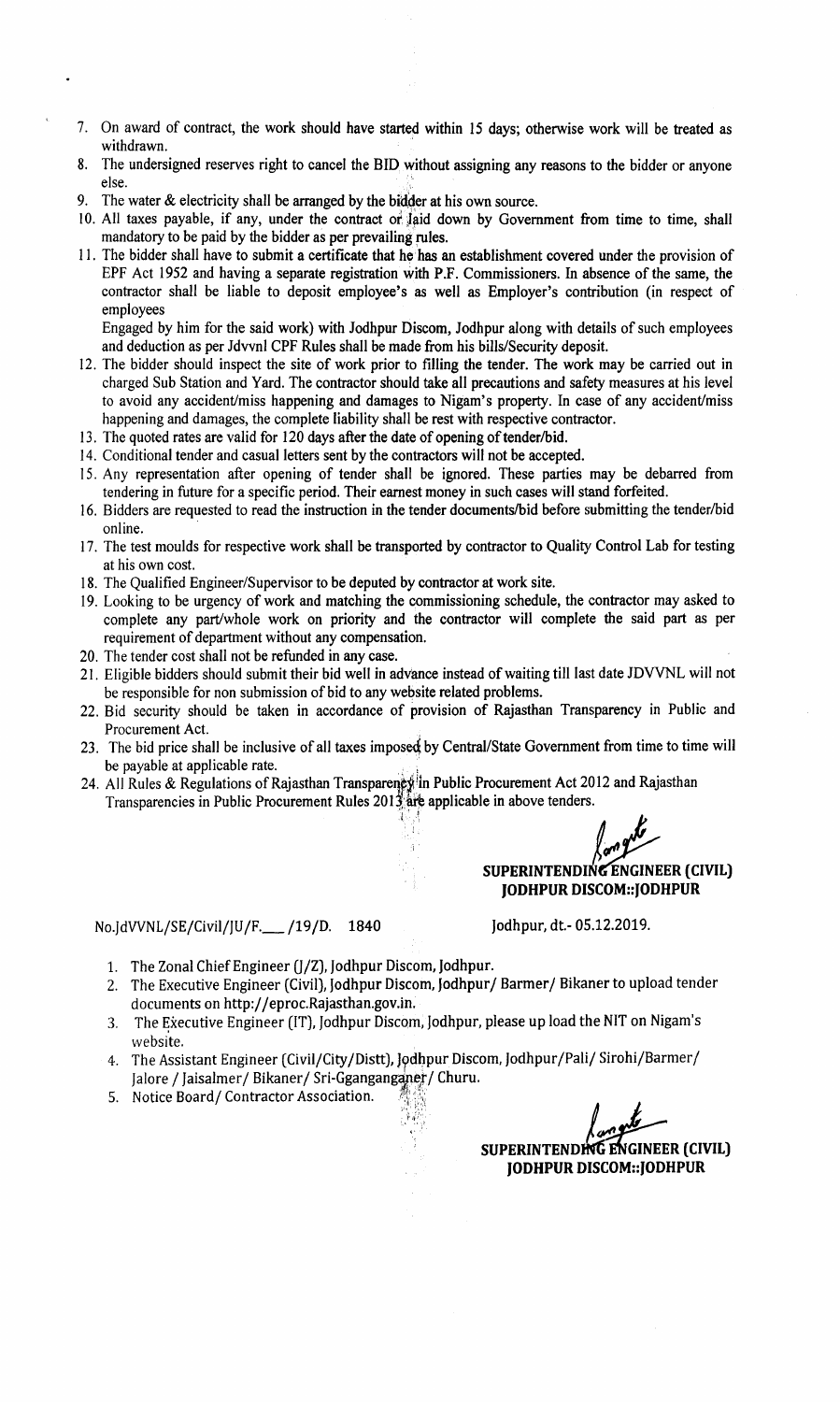7. On award of contract, the work should have started within 15 days; otherwise work will be treated as withdrawn.
8. The undersigned reserves right to cancel the BID without assigning any reasons to the bidder or anyone else.
9. The water & electricity shall be arranged by the bidder at his own source.
10. All taxes payable, if any, under the contract or laid down by Government from time to time, shall mandatory to be paid by the bidder as per prevailing rules.
11. The bidder shall have to submit a certificate that he has an establishment covered under the provision of EPF Act 1952 and having a separate registration with P.F. Commissioners. In absence of the same, the contractor shall be liable to deposit employee's as well as Employer's contribution (in respect of employees

    Engaged by him for the said work) with Jodhpur Discom, Jodhpur along with details of such employees and deduction as per Jdvvnl CPF Rules shall be made from his bills/Security deposit.
12. The bidder should inspect the site of work prior to filling the tender. The work may be carried out in charged Sub Station and Yard. The contractor should take all precautions and safety measures at his level to avoid any accident/miss happening and damages to Nigam's property. In case of any accident/miss happening and damages, the complete liability shall be rest with respective contractor.
13. The quoted rates are valid for 120 days after the date of opening of tender/bid.
14. Conditional tender and casual letters sent by the contractors will not be accepted.
15. Any representation after opening of tender shall be ignored. These parties may be debarred from tendering in future for a specific period. Their earnest money in such cases will stand forfeited.
16. Bidders are requested to read the instruction in the tender documents/bid before submitting the tender/bid online.
17. The test moulds for respective work shall be transported by contractor to Quality Control Lab for testing at his own cost.
18. The Qualified Engineer/Supervisor to be deputed by contractor at work site.
19. Looking to be urgency of work and matching the commissioning schedule, the contractor may asked to complete any part/whole work on priority and the contractor will complete the said part as per requirement of department without any compensation.
20. The tender cost shall not be refunded in any case.
21. Eligible bidders should submit their bid well in advance instead of waiting till last date JDVVNL will not be responsible for non submission of bid to any website related problems.
22. Bid security should be taken in accordance of provision of Rajasthan Transparency in Public and Procurement Act.
23. The bid price shall be inclusive of all taxes imposed by Central/State Government from time to time will be payable at applicable rate.
24. All Rules & Regulations of Rajasthan Transparency in Public Procurement Act 2012 and Rajasthan Transparencies in Public Procurement Rules 2013 are applicable in above tenders.

**SUPERINTENDING ENGINEER (CIVIL)**
**JODHPUR DISCOM::JODHPUR**

No.JdVVNL/SE/Civil/JU/F.\_\_\_\_/19/D. 1840 Jodhpur, dt.- 05.12.2019.

1. The Zonal Chief Engineer (J/Z), Jodhpur Discom, Jodhpur.
2. The Executive Engineer (Civil), Jodhpur Discom, Jodhpur/ Barmer/ Bikaner to upload tender documents on http://eproc.Rajasthan.gov.in.
3. The Executive Engineer (IT), Jodhpur Discom, Jodhpur, please up load the NIT on Nigam's website.
4. The Assistant Engineer (Civil/City/Distt), Jodhpur Discom, Jodhpur/Pali/ Sirohi/Barmer/ Jalore / Jaisalmer/ Bikaner/ Sri-Gganganganer/ Churu.
5. Notice Board/ Contractor Association.

**SUPERINTENDING ENGINEER (CIVIL)**
**JODHPUR DISCOM::JODHPUR**